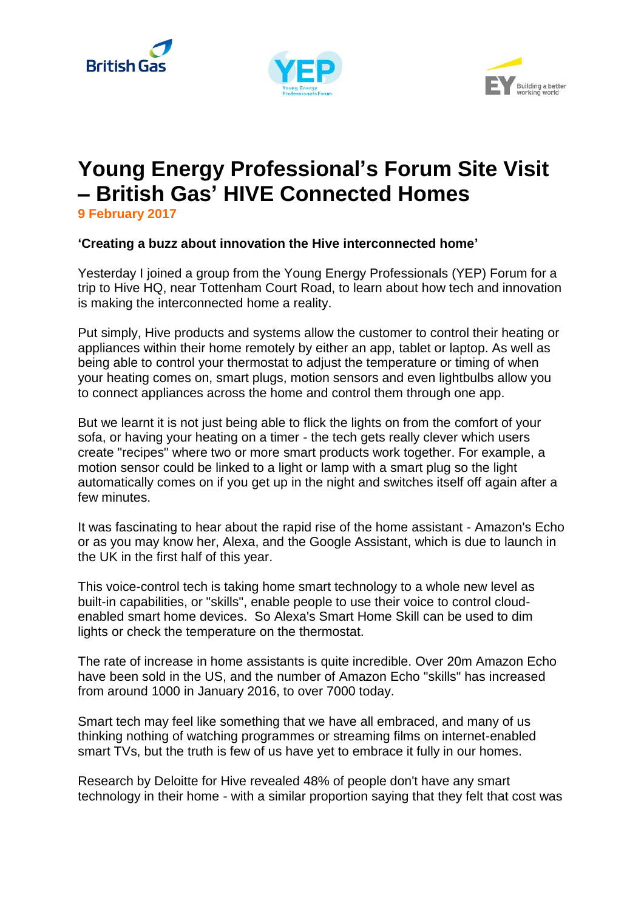# Young Energy Professional's Forum Site Visit – British Gas' HIVE Connected Homes

**9 February 2017**

**'Creating a buzz about innovation the Hive interconnected home'**

Yesterday I joined a group from the Young Energy Professionals (YEP) Forum for a trip to Hive HQ, near Tottenham Court Road, to learn about how tech and innovation is making the interconnected home a reality.

Put simply, Hive products and systems allow the customer to control their heating or appliances within their home remotely by either an app, tablet or laptop. As well as being able to control your thermostat to adjust the temperature or timing of when your heating comes on, smart plugs, motion sensors and even lightbulbs allow you to connect appliances across the home and control them through one app.

But we learnt it is not just being able to flick the lights on from the comfort of your sofa, or having your heating on a timer - the tech gets really clever which users create "recipes" where two or more smart products work together. For example, a motion sensor could be linked to a light or lamp with a smart plug so the light automatically comes on if you get up in the night and switches itself off again after a few minutes.

It was fascinating to hear about the rapid rise of the home assistant - Amazon's Echo or as you may know her, Alexa, and the Google Assistant, which is due to launch in the UK in the first half of this year.

This voice-control tech is taking home smart technology to a whole new level as built-in capabilities, or "skills", enable people to use their voice to control cloud-enabled smart home devices. So Alexa's Smart Home Skill can be used to dim lights or check the temperature on the thermostat.

The rate of increase in home assistants is quite incredible. Over 20m Amazon Echo have been sold in the US, and the number of Amazon Echo "skills" has increased from around 1000 in January 2016, to over 7000 today.

Smart tech may feel like something that we have all embraced, and many of us thinking nothing of watching programmes or streaming films on internet-enabled smart TVs, but the truth is few of us have yet to embrace it fully in our homes.

Research by Deloitte for Hive revealed 48% of people don't have any smart technology in their home - with a similar proportion saying that they felt that cost was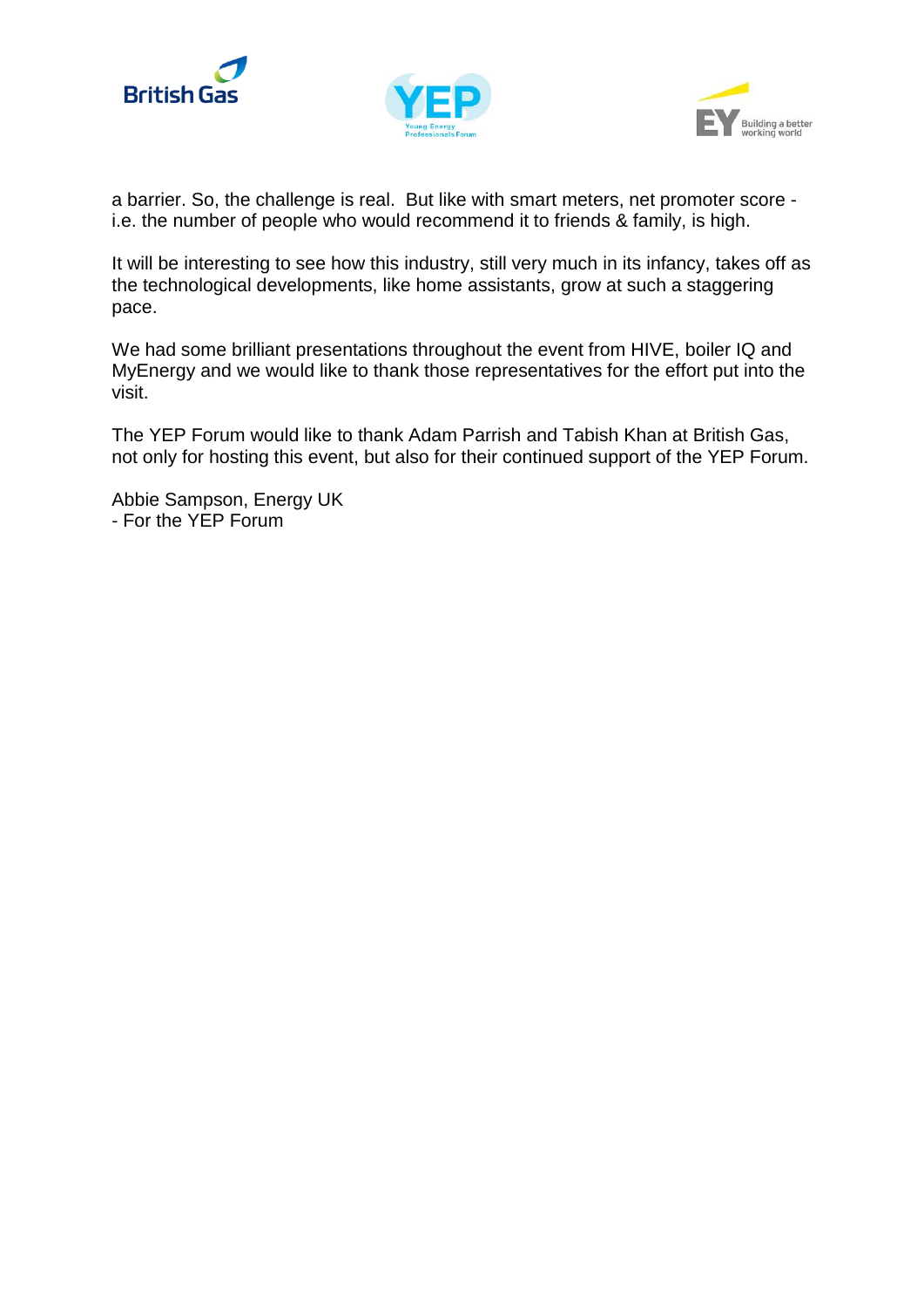a barrier. So, the challenge is real. But like with smart meters, net promoter score - i.e. the number of people who would recommend it to friends & family, is high.

It will be interesting to see how this industry, still very much in its infancy, takes off as the technological developments, like home assistants, grow at such a staggering pace.

We had some brilliant presentations throughout the event from HIVE, boiler IQ and MyEnergy and we would like to thank those representatives for the effort put into the visit.

The YEP Forum would like to thank Adam Parrish and Tabish Khan at British Gas, not only for hosting this event, but also for their continued support of the YEP Forum.

Abbie Sampson, Energy UK
- For the YEP Forum